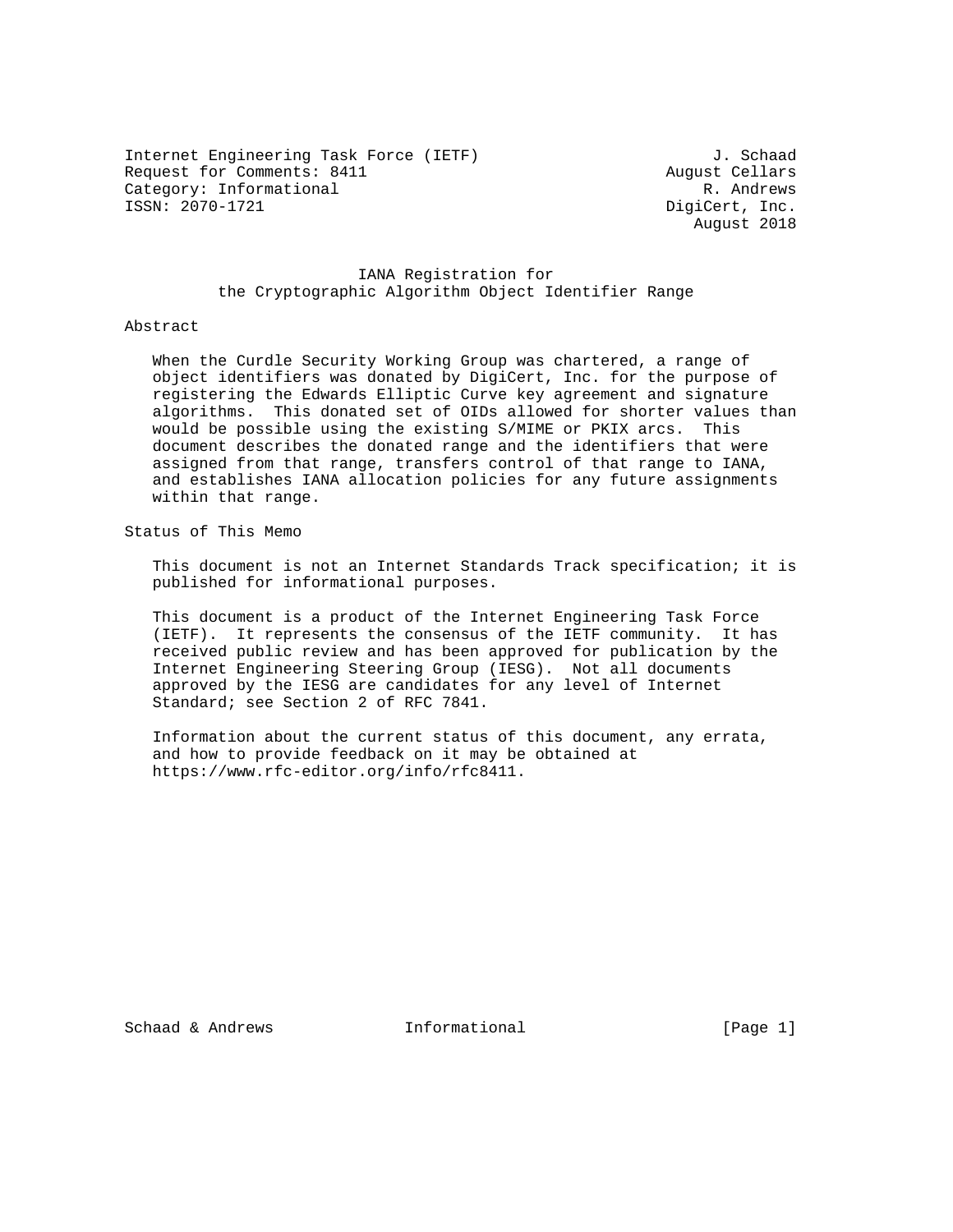Internet Engineering Task Force (IETF) J. Schaad
Request for Comments: 8411 August Cellars
Category: Informational R. Andrews
ISSN: 2070-1721 DigiCert, Inc.
August 2018

# IANA Registration for the Cryptographic Algorithm Object Identifier Range

## Abstract

When the Curdle Security Working Group was chartered, a range of object identifiers was donated by DigiCert, Inc. for the purpose of registering the Edwards Elliptic Curve key agreement and signature algorithms. This donated set of OIDs allowed for shorter values than would be possible using the existing S/MIME or PKIX arcs. This document describes the donated range and the identifiers that were assigned from that range, transfers control of that range to IANA, and establishes IANA allocation policies for any future assignments within that range.

## Status of This Memo

This document is not an Internet Standards Track specification; it is published for informational purposes.

This document is a product of the Internet Engineering Task Force (IETF). It represents the consensus of the IETF community. It has received public review and has been approved for publication by the Internet Engineering Steering Group (IESG). Not all documents approved by the IESG are candidates for any level of Internet Standard; see Section 2 of RFC 7841.

Information about the current status of this document, any errata, and how to provide feedback on it may be obtained at https://www.rfc-editor.org/info/rfc8411.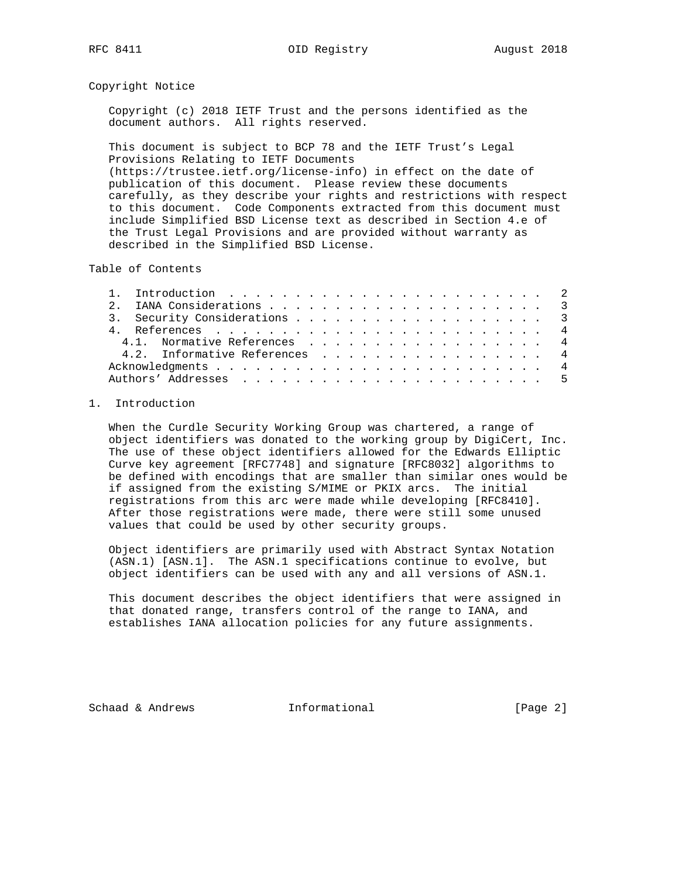## Copyright Notice

Copyright (c) 2018 IETF Trust and the persons identified as the document authors. All rights reserved.

This document is subject to BCP 78 and the IETF Trust's Legal Provisions Relating to IETF Documents (https://trustee.ietf.org/license-info) in effect on the date of publication of this document. Please review these documents carefully, as they describe your rights and restrictions with respect to this document. Code Components extracted from this document must include Simplified BSD License text as described in Section 4.e of the Trust Legal Provisions and are provided without warranty as described in the Simplified BSD License.

## Table of Contents

```
   1.  Introduction  . . . . . . . . . . . . . . . . . . . . . . . .   2
   2.  IANA Considerations . . . . . . . . . . . . . . . . . . . . .   3
   3.  Security Considerations . . . . . . . . . . . . . . . . . . .   3
   4.  References  . . . . . . . . . . . . . . . . . . . . . . . . .   4
     4.1.  Normative References  . . . . . . . . . . . . . . . . . .   4
     4.2.  Informative References  . . . . . . . . . . . . . . . . .   4
   Acknowledgments . . . . . . . . . . . . . . . . . . . . . . . . .   4
   Authors' Addresses  . . . . . . . . . . . . . . . . . . . . . . .   5
```

## 1. Introduction

When the Curdle Security Working Group was chartered, a range of object identifiers was donated to the working group by DigiCert, Inc. The use of these object identifiers allowed for the Edwards Elliptic Curve key agreement [RFC7748] and signature [RFC8032] algorithms to be defined with encodings that are smaller than similar ones would be if assigned from the existing S/MIME or PKIX arcs. The initial registrations from this arc were made while developing [RFC8410]. After those registrations were made, there were still some unused values that could be used by other security groups.

Object identifiers are primarily used with Abstract Syntax Notation (ASN.1) [ASN.1]. The ASN.1 specifications continue to evolve, but object identifiers can be used with any and all versions of ASN.1.

This document describes the object identifiers that were assigned in that donated range, transfers control of the range to IANA, and establishes IANA allocation policies for any future assignments.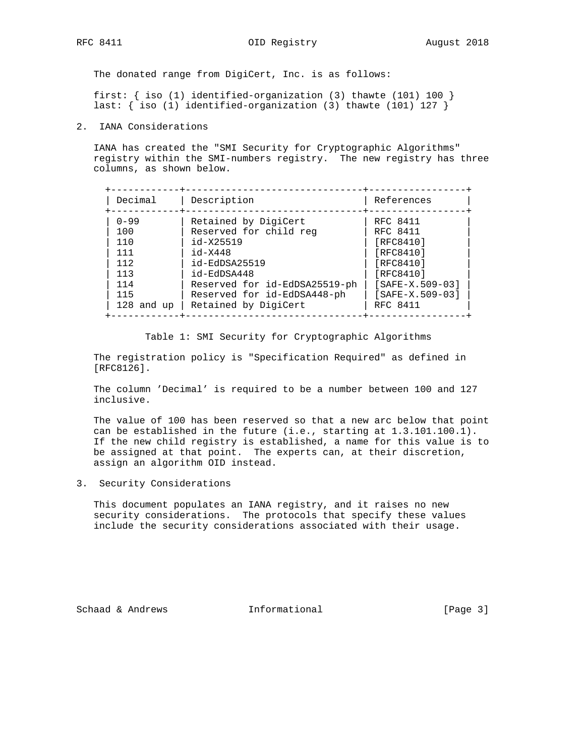The donated range from DigiCert, Inc. is as follows:

```
first: { iso (1) identified-organization (3) thawte (101) 100 }
last: { iso (1) identified-organization (3) thawte (101) 127 }
```

## 2. IANA Considerations

IANA has created the "SMI Security for Cryptographic Algorithms" registry within the SMI-numbers registry. The new registry has three columns, as shown below.

| Decimal | Description | References |
| --- | --- | --- |
| 0-99 | Retained by DigiCert | RFC 8411 |
| 100 | Reserved for child reg | RFC 8411 |
| 110 | id-X25519 | [RFC8410] |
| 111 | id-X448 | [RFC8410] |
| 112 | id-EdDSA25519 | [RFC8410] |
| 113 | id-EdDSA448 | [RFC8410] |
| 114 | Reserved for id-EdDSA25519-ph | [SAFE-X.509-03] |
| 115 | Reserved for id-EdDSA448-ph | [SAFE-X.509-03] |
| 128 and up | Retained by DigiCert | RFC 8411 |

Table 1: SMI Security for Cryptographic Algorithms

The registration policy is "Specification Required" as defined in [RFC8126].

The column 'Decimal' is required to be a number between 100 and 127 inclusive.

The value of 100 has been reserved so that a new arc below that point can be established in the future (i.e., starting at 1.3.101.100.1). If the new child registry is established, a name for this value is to be assigned at that point. The experts can, at their discretion, assign an algorithm OID instead.

## 3. Security Considerations

This document populates an IANA registry, and it raises no new security considerations. The protocols that specify these values include the security considerations associated with their usage.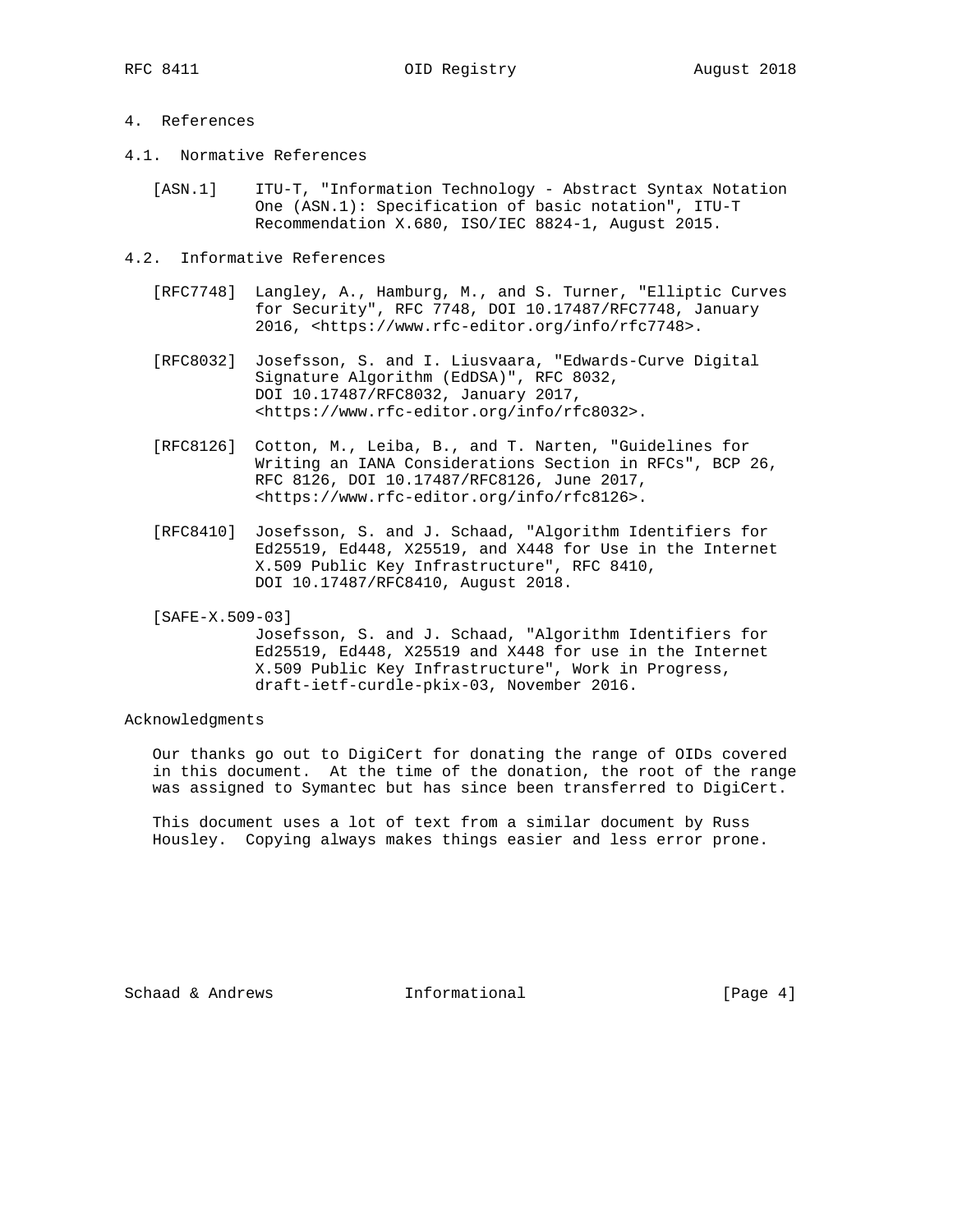# 4. References

## 4.1. Normative References

[ASN.1] ITU-T, "Information Technology - Abstract Syntax Notation One (ASN.1): Specification of basic notation", ITU-T Recommendation X.680, ISO/IEC 8824-1, August 2015.

## 4.2. Informative References

[RFC7748] Langley, A., Hamburg, M., and S. Turner, "Elliptic Curves for Security", RFC 7748, DOI 10.17487/RFC7748, January 2016, <https://www.rfc-editor.org/info/rfc7748>.

[RFC8032] Josefsson, S. and I. Liusvaara, "Edwards-Curve Digital Signature Algorithm (EdDSA)", RFC 8032, DOI 10.17487/RFC8032, January 2017, <https://www.rfc-editor.org/info/rfc8032>.

[RFC8126] Cotton, M., Leiba, B., and T. Narten, "Guidelines for Writing an IANA Considerations Section in RFCs", BCP 26, RFC 8126, DOI 10.17487/RFC8126, June 2017, <https://www.rfc-editor.org/info/rfc8126>.

[RFC8410] Josefsson, S. and J. Schaad, "Algorithm Identifiers for Ed25519, Ed448, X25519, and X448 for Use in the Internet X.509 Public Key Infrastructure", RFC 8410, DOI 10.17487/RFC8410, August 2018.

[SAFE-X.509-03] Josefsson, S. and J. Schaad, "Algorithm Identifiers for Ed25519, Ed448, X25519 and X448 for use in the Internet X.509 Public Key Infrastructure", Work in Progress, draft-ietf-curdle-pkix-03, November 2016.

# Acknowledgments

Our thanks go out to DigiCert for donating the range of OIDs covered in this document. At the time of the donation, the root of the range was assigned to Symantec but has since been transferred to DigiCert.

This document uses a lot of text from a similar document by Russ Housley. Copying always makes things easier and less error prone.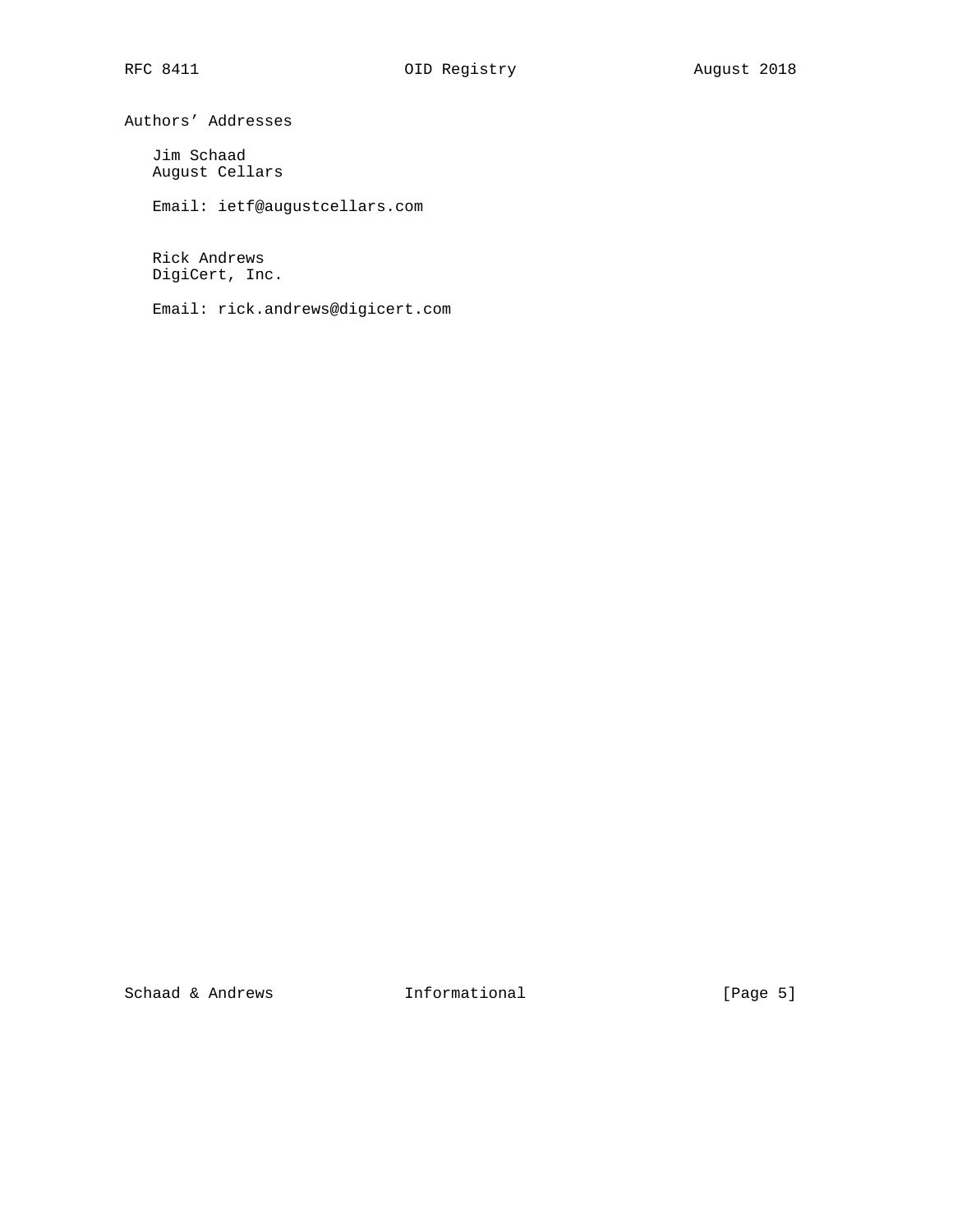## Authors' Addresses

Jim Schaad
August Cellars

Email: ietf@augustcellars.com

Rick Andrews
DigiCert, Inc.

Email: rick.andrews@digicert.com